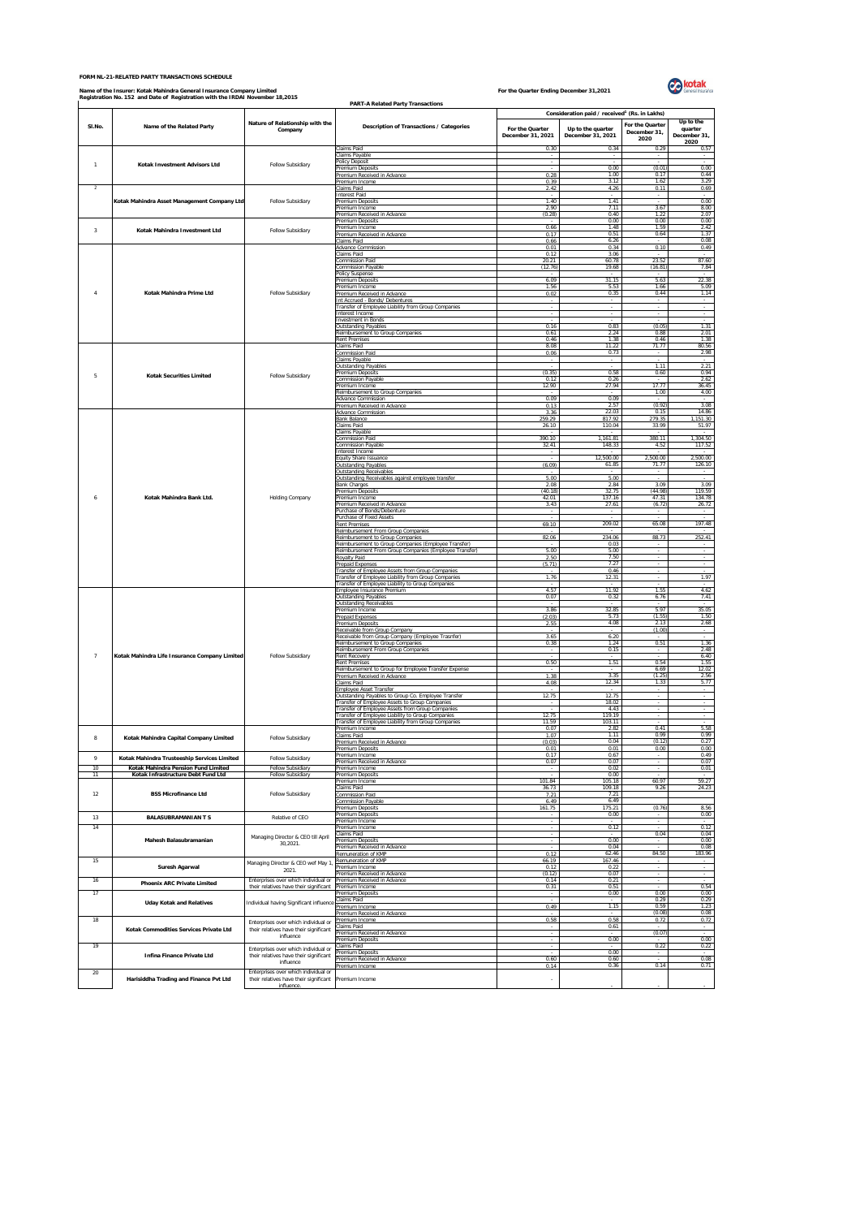**FORM NL-21-RELATED PARTY TRANSACTIONS SCHEDULE**

**Name of the Insurer: Kotak Mahindra General Insurance Company Limited**
**Registration No. 152 and Date of Registration with the IRDAI November 18,2015**

**For the Quarter Ending December 31,2021**

**PART-A Related Party Transactions**

| Sl.No. | Name of the Related Party | Nature of Relationship with the Company | Description of Transactions / Categories | Consideration paid / received[1] (Rs. in Lakhs) | | | |
|---|---|---|---|---|---|---|---|
| | | | | For the Quarter December 31, 2021 | Up to the quarter December 31, 2021 | For the Quarter December 31, 2020 | Up to the quarter December 31, 2020 |
| 1 | Kotak Investment Advisors Ltd | Fellow Subsidiary | Claims Paid | 0.30 | 0.34 | 0.29 | 0.57 |
| | | | Claims Payable | - | - | - | - |
| | | | Policy Deposit | - | - | - | - |
| | | | Premium Deposits | - | 0.00 | (0.01) | 0.00 |
| | | | Premium Received in Advance | 0.28 | 1.00 | 0.17 | 0.44 |
| | | | Premium Income | 0.39 | 3.12 | 1.62 | 3.29 |
| 2 | Kotak Mahindra Asset Management Company Ltd | Fellow Subsidiary | Claims Paid | 2.42 | 4.26 | 0.11 | 0.69 |
| | | | Interest Paid | - | - | - | - |
| | | | Premium Deposits | 1.40 | 1.41 | - | 0.00 |
| | | | Premium Income | 2.90 | 7.11 | 3.67 | 8.00 |
| | | | Premium Received in Advance | (0.28) | 0.40 | 1.22 | 2.07 |
| 3 | Kotak Mahindra Investment Ltd | Fellow Subsidiary | Premium Deposits | - | 0.00 | 0.00 | 0.00 |
| | | | Premium Income | 0.66 | 1.48 | 1.59 | 2.42 |
| | | | Premium Received in Advance | 0.17 | 0.51 | 0.64 | 1.37 |
| | | | Claims Paid | 0.66 | 6.26 | - | 0.08 |
| 4 | Kotak Mahindra Prime Ltd | Fellow Subsidiary | Advance Commission | 0.01 | 0.34 | 0.10 | 0.49 |
| | | | Claims Paid | 0.12 | 3.06 | - | - |
| | | | Commission Paid | 20.21 | 60.78 | 23.52 | 87.60 |
| | | | Commission Payable | (12.76) | 19.68 | (16.81) | 7.84 |
| | | | Policy Suspense | - | - | - | - |
| | | | Premium Deposits | 6.09 | 31.15 | 5.63 | 22.38 |
| | | | Premium Income | 1.56 | 5.53 | 1.66 | 5.09 |
| | | | Premium Received in Advance | 0.02 | 0.35 | 0.44 | 1.14 |
| | | | Int Accrued - Bonds/ Debentures | - | - | - | - |
| | | | Transfer of Employee Liability from Group Companies | - | - | - | - |
| | | | Interest Income | - | - | - | - |
| | | | Investment in Bonds | - | - | - | - |
| | | | Outstanding Payables | 0.16 | 0.83 | (0.05) | 1.31 |
| | | | Reimbursement to Group Companies | 0.61 | 2.24 | 0.88 | 2.01 |
| | | | Rent Premises | 0.46 | 1.38 | 0.46 | 1.38 |
| 5 | Kotak Securities Limited | Fellow Subsidiary | Claims Paid | 8.08 | 11.22 | 71.77 | 80.56 |
| | | | Commission Paid | 0.06 | 0.73 | - | 2.98 |
| | | | Claims Payable | - | - | - | - |
| | | | Outstanding Payables | - | - | 1.11 | 2.21 |
| | | | Premium Deposits | (0.35) | 0.58 | 0.60 | 0.94 |
| | | | Commission Payable | 0.12 | 0.26 | - | 2.62 |
| | | | Premium Income | 12.90 | 27.94 | 17.77 | 36.45 |
| | | | Reimbursement to Group Companies | - | - | 1.00 | 4.00 |
| | | | Advance Commission | 0.09 | 0.09 | - | - |
| | | | Premium Received in Advance | 0.13 | 2.57 | (0.92) | 3.08 |
| 6 | Kotak Mahindra Bank Ltd. | Holding Company | Advance Commission | 3.36 | 22.03 | 0.15 | 14.86 |
| | | | Bank Balance | 259.29 | 817.92 | 279.35 | 1,151.30 |
| | | | Claims Paid | 26.10 | 110.04 | 33.99 | 51.97 |
| | | | Claims Payable | - | - | - | - |
| | | | Commission Paid | 390.10 | 1,161.81 | 380.11 | 1,304.50 |
| | | | Commission Payable | 32.41 | 148.33 | 4.52 | 117.52 |
| | | | Interest Income | - | - | - | - |
| | | | Equity Share Issuance | - | 12,500.00 | 2,500.00 | 2,500.00 |
| | | | Outstanding Payables | (6.09) | 61.85 | 71.77 | 126.10 |
| | | | Outstanding Receivables | - | - | - | - |
| | | | Outstanding Receivables against employee transfer | 5.00 | 5.00 | - | - |
| | | | Bank Charges | 2.08 | 2.84 | 3.09 | 3.09 |
| | | | Premium Deposits | (40.18) | 32.75 | (44.98) | 119.59 |
| | | | Premium Income | 42.01 | 137.16 | 47.31 | 134.78 |
| | | | Premium Received in Advance | 3.43 | 27.61 | (6.72) | 26.72 |
| | | | Purchase of Bonds/Debenture | - | - | - | - |
| | | | Purchase of Fixed Assets | - | - | - | - |
| | | | Rent Premises | 69.10 | 209.02 | 65.08 | 197.48 |
| | | | Reimbursement From Group Companies | - | - | - | - |
| | | | Reimbursement to Group Companies | 82.06 | 234.06 | 88.73 | 252.41 |
| | | | Reimbursement to Group Companies (Employee Transfer) | - | 0.03 | - | - |
| | | | Reimbursement From Group Companies (Employee Transfer) | 5.00 | 5.00 | - | - |
| | | | Royalty Paid | 2.50 | 7.50 | - | - |
| | | | Prepaid Expenses | (5.71) | 7.27 | - | - |
| | | | Transfer of Employee Assets from Group Companies | - | 0.46 | - | - |
| | | | Transfer of Employee Liability from Group Companies | 1.76 | 12.31 | - | 1.97 |
| | | | Transfer of Employee Liability to Group Companies | - | - | - | - |
| 7 | Kotak Mahindra Life Insurance Company Limited | Fellow Subsidiary | Employee Insurance Premium | 4.57 | 11.92 | 1.55 | 4.62 |
| | | | Outstanding Payables | 0.07 | 0.32 | 6.76 | 7.41 |
| | | | Outstanding Receivables | - | - | - | - |
| | | | Premium Income | 3.86 | 32.85 | 5.97 | 35.05 |
| | | | Prepaid Expenses | (2.03) | 5.73 | (1.55) | 1.50 |
| | | | Premium Deposits | 2.55 | 4.08 | 2.13 | 2.68 |
| | | | Receivable from Group Company | - | - | (1.00) | - |
| | | | Receivable from Group Company (Employee Trasnfer) | 3.65 | 6.20 | - | - |
| | | | Reimbursement to Group Companies | 0.38 | 1.24 | 0.51 | 1.36 |
| | | | Reimbursement From Group Companies | - | 0.15 | - | 2.48 |
| | | | Rent Recovery | - | - | - | 6.40 |
| | | | Rent Premises | 0.50 | 1.51 | 0.54 | 1.55 |
| | | | Reimbursement to Group for Employee Transfer Expense | - | - | 6.69 | 12.02 |
| | | | Premium Received in Advance | 1.38 | 3.35 | (1.25) | 2.56 |
| | | | Claims Paid | 4.08 | 12.34 | 1.33 | 5.77 |
| | | | Employee Asset Transfer | - | - | - | - |
| | | | Outstanding Payables to Group Co. Employee Transfer | 12.75 | 12.75 | - | - |
| | | | Transfer of Employee Assets to Group Companies | - | 18.02 | - | - |
| | | | Transfer of Employee Assets from Group Companies | - | 4.43 | - | - |
| | | | Transfer of Employee Liability to Group Companies | 12.75 | 119.19 | - | - |
| | | | Transfer of Employee Liability from Group Companies | 11.59 | 103.11 | - | - |
| 8 | Kotak Mahindra Capital Company Limited | Fellow Subsidiary | Premium Income | 0.07 | 2.82 | 0.41 | 5.58 |
| | | | Claims Paid | 1.07 | 1.11 | 0.99 | 0.99 |
| | | | Premium Received in Advance | (0.03) | 0.04 | (0.12) | 0.27 |
| | | | Premium Deposits | 0.01 | 0.01 | 0.00 | 0.00 |
| 9 | Kotak Mahindra Trusteeship Services Limited | Fellow Subsidiary | Premium Income | 0.17 | 0.67 | - | 0.49 |
| | | | Premium Received in Advance | 0.07 | 0.07 | - | 0.07 |
| 10 | Kotak Mahindra Pension Fund Limited | Fellow Subsidiary | Premium Income | - | 0.02 | - | 0.01 |
| 11 | Kotak Infrastructure Debt Fund Ltd | Fellow Subsidiary | Premium Deposits | - | 0.00 | - | - |
| 12 | BSS Microfinance Ltd | Fellow Subsidiary | Premium Income | 101.84 | 105.18 | 60.97 | 59.27 |
| | | | Claims Paid | 36.73 | 109.18 | 9.26 | 24.23 |
| | | | Commission Paid | 7.21 | 7.21 | - | - |
| | | | Commission Payable | 6.49 | 6.49 | - | - |
| | | | Premium Deposits | 161.75 | 175.21 | (0.76) | 8.56 |
| 13 | BALASUBRAMANIAN T S | Relative of CEO | Premium Deposits | - | 0.00 | - | 0.00 |
| | | | Premium Income | - | - | - | - |
| 14 | Mahesh Balasubramanian | Managing Director & CEO till April 30,2021. | Premium Income | - | 0.12 | - | 0.12 |
| | | | Claims Paid | - | - | 0.04 | 0.04 |
| | | | Premium Deposits | - | 0.00 | - | 0.00 |
| | | | Premium Received in Advance | - | 0.04 | - | 0.08 |
| | | | Remuneration of KMP | 0.12 | 62.46 | 84.50 | 183.96 |
| 15 | Suresh Agarwal | Managing Director & CEO wef May 1, 2021. | Remuneration of KMP | 66.19 | 167.46 | - | - |
| | | | Premium Income | 0.12 | 0.22 | - | - |
| | | | Premium Received in Advance | (0.12) | 0.07 | - | - |
| 16 | Phoenix ARC Private Limited | Enterprises over which individual or their relatives have their significant | Premium Received in Advance | 0.14 | 0.21 | - | - |
| | | | Premium Income | 0.31 | 0.51 | - | 0.54 |
| 17 | Uday Kotak and Relatives | Individual having Significant influence | Premium Deposits | - | 0.00 | 0.00 | 0.00 |
| | | | Claims Paid | - | - | 0.29 | 0.29 |
| | | | Premium Income | 0.49 | 1.15 | 0.59 | 1.23 |
| | | | Premium Received in Advance | - | - | (0.08) | 0.08 |
| 18 | Kotak Commodities Services Private Ltd | Enterprises over which individual or their relatives have their significant influence | Premium Income | 0.58 | 0.58 | 0.72 | 0.72 |
| | | | Claims Paid | - | 0.61 | - | - |
| | | | Premium Received in Advance | - | - | (0.07) | - |
| | | | Premium Deposits | - | 0.00 | - | 0.00 |
| 19 | Infina Finance Private Ltd | Enterprises over which individual or their relatives have their significant influence | Claims Paid | - | - | 0.22 | 0.22 |
| | | | Premium Deposits | - | 0.00 | - | - |
| | | | Premium Received in Advance | 0.60 | 0.60 | - | 0.08 |
| | | | Premium Income | 0.14 | 0.36 | 0.14 | 0.71 |
| 20 | Harisiddha Trading and Finance Pvt Ltd | Enterprises over which individual or their relatives have their significant influence. | Premium Income | - | - | - | - |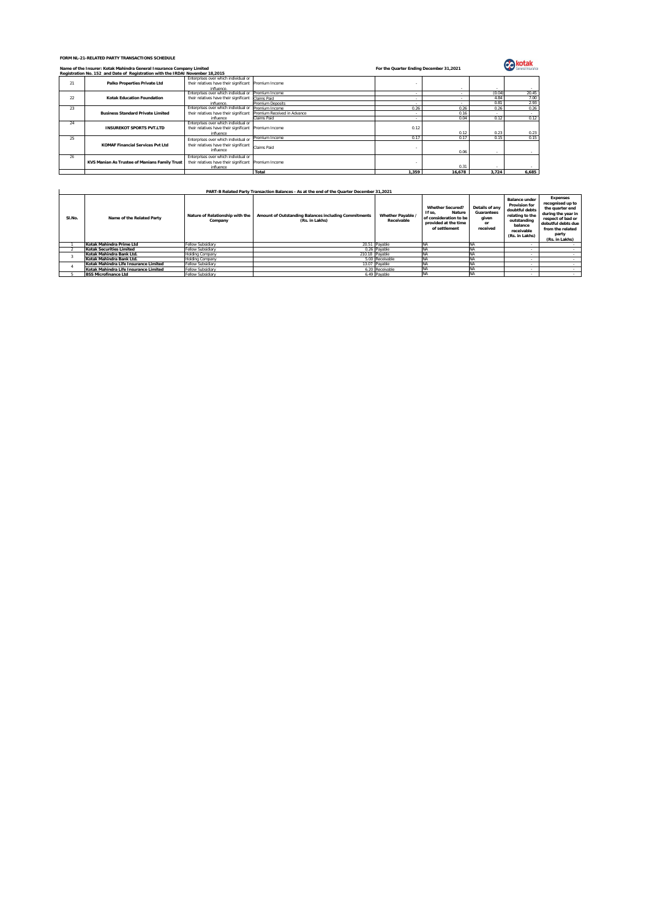**FORM NL-21-RELATED PARTY TRANSACTIONS SCHEDULE**

**Name of the Insurer: Kotak Mahindra General Insurance Company Limited**
**Registration No. 152 and Date of Registration with the IRDAI November 18,2015**

**For the Quarter Ending December 31,2021**

| | | | | | | | |
|---|---|---|---|---|---|---|---|
| 21 | **Palko Properties Private Ltd** | Enterprises over which individual or their relatives have their significant influence. | Premium Income | - | - | | |
| 22 | **Kotak Education Foundation** | Enterprises over which individual or their relatives have their significant influence. | Premium Income | - | - | (0.04) | 20.45 |
| | | | Claims Paid | - | - | 4.84 | 7.00 |
| | | | Premium Deposits | - | - | 0.81 | 2.93 |
| 23 | **Business Standard Private Limited** | Enterprises over which individual or their relatives have their significant influence | Premium Income | 0.26 | 0.26 | 0.26 | 0.26 |
| | | | Premium Received in Advance | - | 0.16 | - | - |
| | | | Claims Paid | - | 0.04 | 0.12 | 0.12 |
| 24 | **INSUREKOT SPORTS PVT.LTD** | Enterprises over which individual or their relatives have their significant influence | Premium Income | 0.12 | 0.12 | 0.23 | 0.23 |
| 25 | **KOMAF Financial Services Pvt Ltd** | Enterprises over which individual or their relatives have their significant influence | Premium Income | 0.17 | 0.17 | 0.15 | 0.15 |
| | | | Claims Paid | - | 0.06 | - | - |
| 26 | **KVS Manian As Trustee of Manians Family Trust** | Enterprises over which individual or their relatives have their significant influence | Premium Income | - | 0.31 | | |
| | | | **Total** | **1,359** | **16,678** | **3,724** | **6,685** |

**PART-B Related Party Transaction Balances - As at the end of the Quarter December 31,2021**

| Sl.No. | Name of the Related Party | Nature of Relationship with the Company | Amount of Outstanding Balances including Commitments (Rs. in Lakhs) | Whether Payable / Receivable | Whether Secured? If so, Nature of consideration to be provided at the time of settlement | Details of any Guarantees given or received | Balance under Provision for doubtful debts relating to the outstanding balance receivable (Rs. in Lakhs) | Expenses recognised up to the quarter end during the year in respect of bad or dobutful debts due from the related party (Rs. in Lakhs) |
|---|---|---|---|---|---|---|---|---|
| 1 | **Kotak Mahindra Prime Ltd** | Fellow Subsidiary | 20.51 | Payable | NA | NA | - | - |
| 2 | **Kotak Securities Limited** | Fellow Subsidiary | 0.26 | Payable | NA | NA | - | - |
| 3 | **Kotak Mahindra Bank Ltd.** | Holding Company | 210.18 | Payable | NA | NA | - | - |
| | **Kotak Mahindra Bank Ltd.** | Holding Company | 5.00 | Receivable | NA | NA | - | - |
| 4 | **Kotak Mahindra Life Insurance Limited** | Fellow Subsidiary | 13.07 | Payable | NA | NA | - | - |
| | **Kotak Mahindra Life Insurance Limited** | Fellow Subsidiary | 6.20 | Receivable | NA | NA | - | - |
| 5 | **BSS Microfinance Ltd** | Fellow Subsidiary | 6.49 | Payable | NA | NA | - | - |